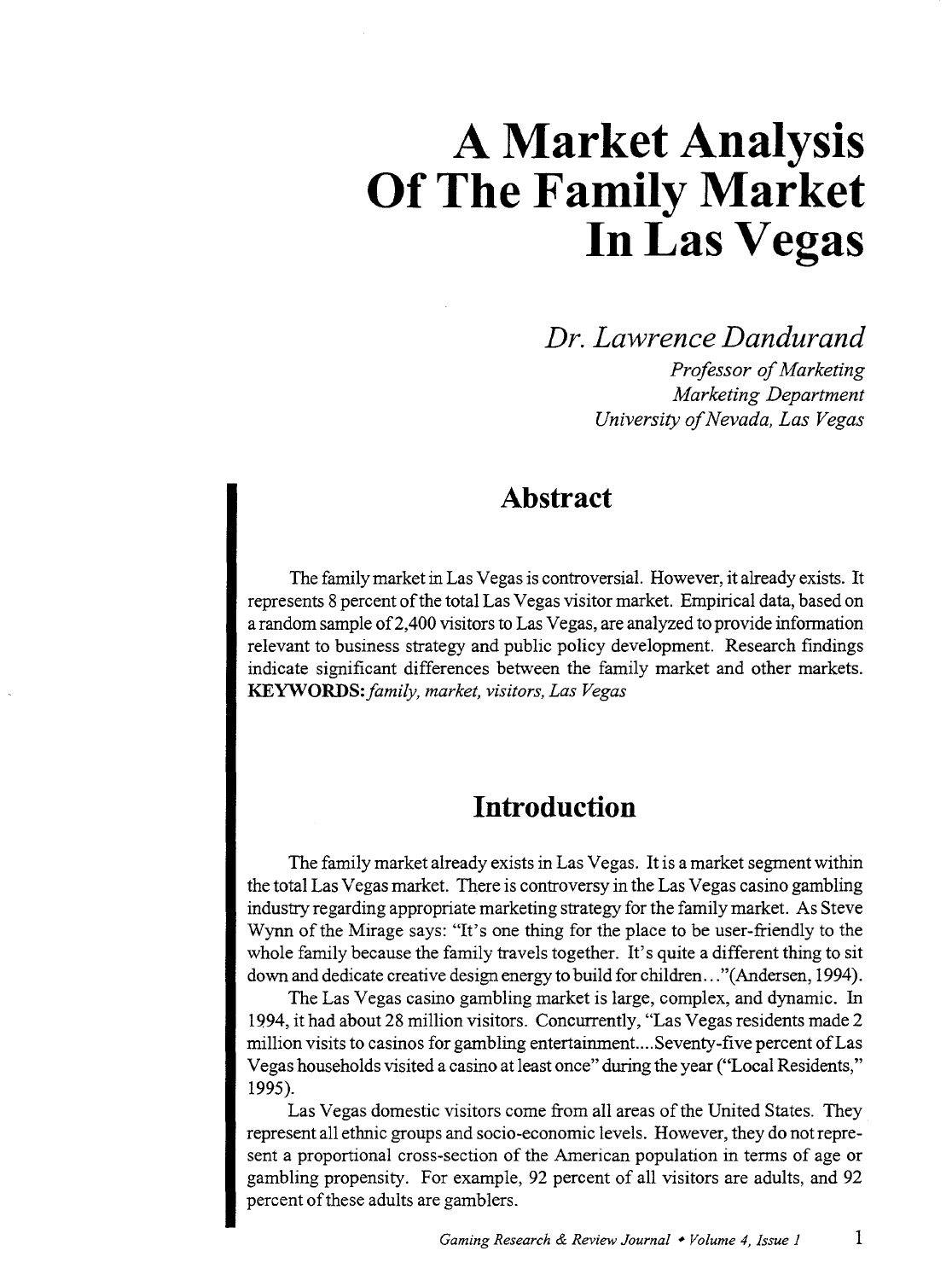# A Market Analysis Of The Family Market In Las Vegas

*Dr. Lawrence Dandurand*

*Professor of Marketing*
*Marketing Department*
*University of Nevada, Las Vegas*

## Abstract

The family market in Las Vegas is controversial. However, it already exists. It represents 8 percent of the total Las Vegas visitor market. Empirical data, based on a random sample of 2,400 visitors to Las Vegas, are analyzed to provide information relevant to business strategy and public policy development. Research findings indicate significant differences between the family market and other markets. **KEYWORDS:** *family, market, visitors, Las Vegas*

## Introduction

The family market already exists in Las Vegas. It is a market segment within the total Las Vegas market. There is controversy in the Las Vegas casino gambling industry regarding appropriate marketing strategy for the family market. As Steve Wynn of the Mirage says: "It's one thing for the place to be user-friendly to the whole family because the family travels together. It's quite a different thing to sit down and dedicate creative design energy to build for children..."(Andersen, 1994).

The Las Vegas casino gambling market is large, complex, and dynamic. In 1994, it had about 28 million visitors. Concurrently, "Las Vegas residents made 2 million visits to casinos for gambling entertainment....Seventy-five percent of Las Vegas households visited a casino at least once" during the year ("Local Residents," 1995).

Las Vegas domestic visitors come from all areas of the United States. They represent all ethnic groups and socio-economic levels. However, they do not represent a proportional cross-section of the American population in terms of age or gambling propensity. For example, 92 percent of all visitors are adults, and 92 percent of these adults are gamblers.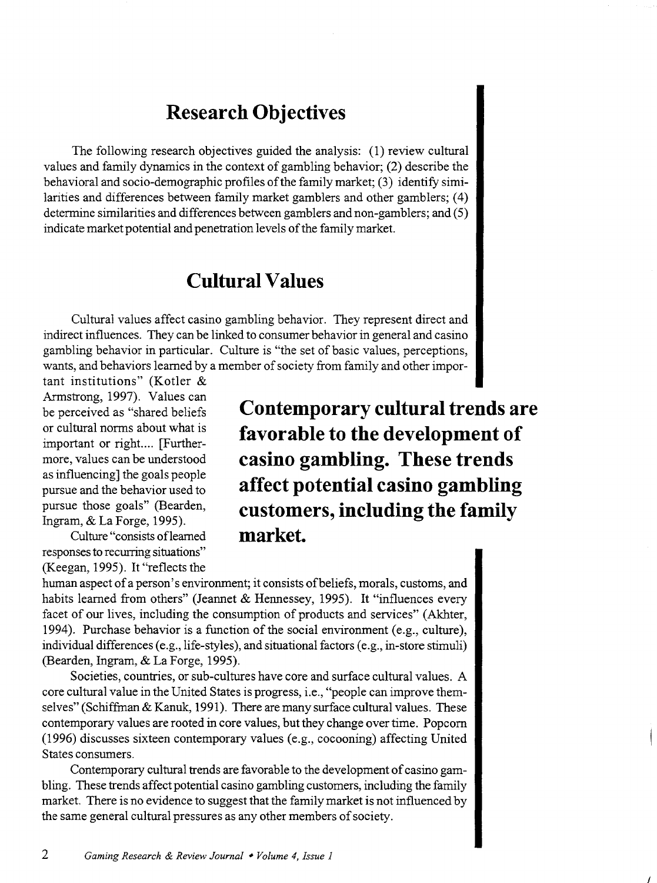## Research Objectives

The following research objectives guided the analysis: (1) review cultural values and family dynamics in the context of gambling behavior; (2) describe the behavioral and socio-demographic profiles of the family market; (3) identify similarities and differences between family market gamblers and other gamblers; (4) determine similarities and differences between gamblers and non-gamblers; and (5) indicate market potential and penetration levels of the family market.

## Cultural Values

Cultural values affect casino gambling behavior. They represent direct and indirect influences. They can be linked to consumer behavior in general and casino gambling behavior in particular. Culture is "the set of basic values, perceptions, wants, and behaviors learned by a member of society from family and other important institutions" (Kotler & Armstrong, 1997). Values can be perceived as "shared beliefs or cultural norms about what is important or right.... [Furthermore, values can be understood as influencing] the goals people pursue and the behavior used to pursue those goals" (Bearden, Ingram, & La Forge, 1995).

**Contemporary cultural trends are favorable to the development of casino gambling. These trends affect potential casino gambling customers, including the family market.**

Culture "consists of learned responses to recurring situations" (Keegan, 1995). It "reflects the human aspect of a person's environment; it consists of beliefs, morals, customs, and habits learned from others" (Jeannet & Hennessey, 1995). It "influences every facet of our lives, including the consumption of products and services" (Akhter, 1994). Purchase behavior is a function of the social environment (e.g., culture), individual differences (e.g., life-styles), and situational factors (e.g., in-store stimuli) (Bearden, Ingram, & La Forge, 1995).

Societies, countries, or sub-cultures have core and surface cultural values. A core cultural value in the United States is progress, i.e., "people can improve themselves" (Schiffman & Kanuk, 1991). There are many surface cultural values. These contemporary values are rooted in core values, but they change over time. Popcorn (1996) discusses sixteen contemporary values (e.g., cocooning) affecting United States consumers.

Contemporary cultural trends are favorable to the development of casino gambling. These trends affect potential casino gambling customers, including the family market. There is no evidence to suggest that the family market is not influenced by the same general cultural pressures as any other members of society.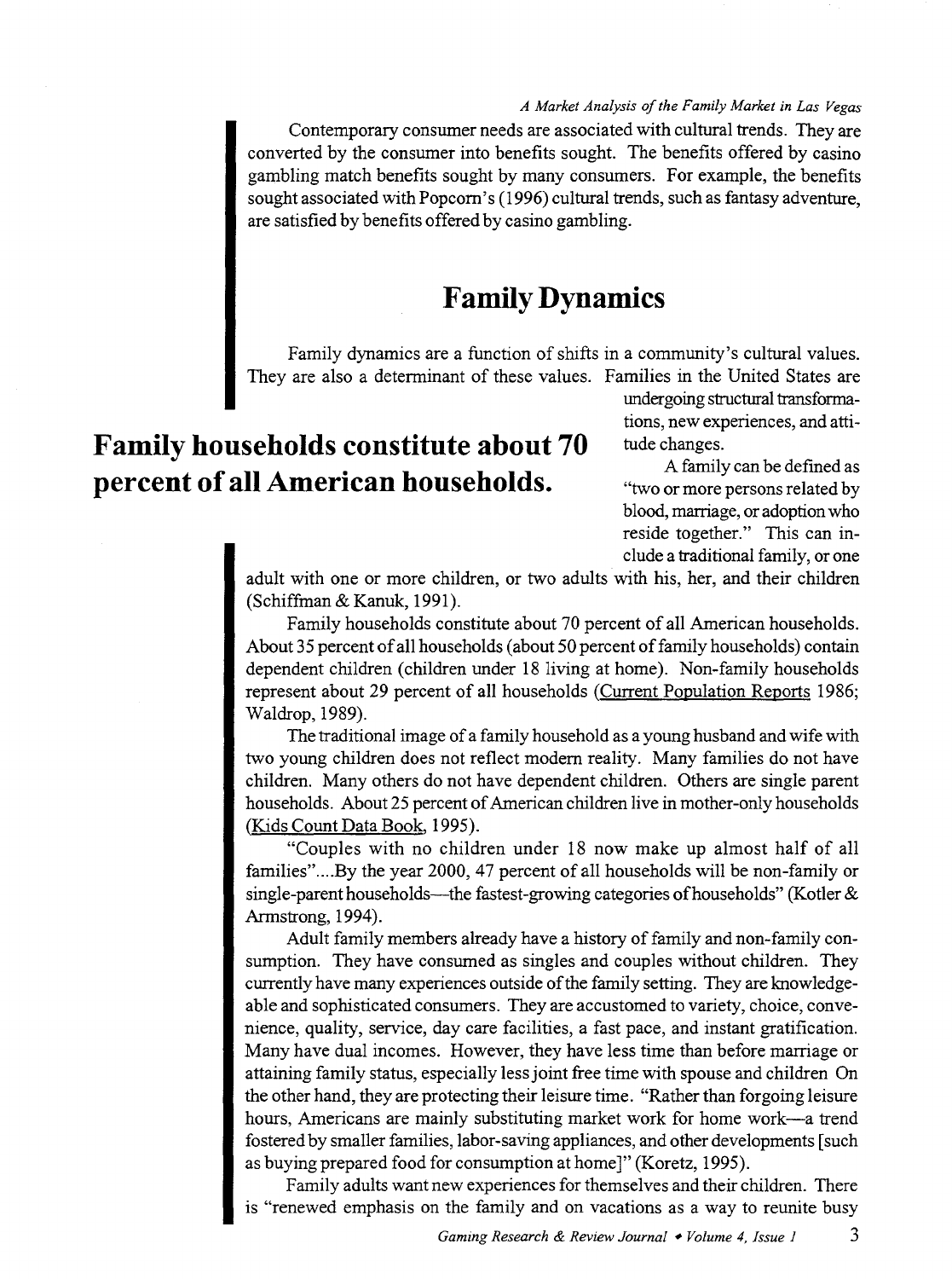Contemporary consumer needs are associated with cultural trends. They are converted by the consumer into benefits sought. The benefits offered by casino gambling match benefits sought by many consumers. For example, the benefits sought associated with Popcorn's (1996) cultural trends, such as fantasy adventure, are satisfied by benefits offered by casino gambling.

## Family Dynamics

Family dynamics are a function of shifts in a community's cultural values. They are also a determinant of these values. Families in the United States are undergoing structural transformations, new experiences, and attitude changes.

**Family households constitute about 70 percent of all American households.**

A family can be defined as "two or more persons related by blood, marriage, or adoption who reside together." This can include a traditional family, or one adult with one or more children, or two adults with his, her, and their children (Schiffman & Kanuk, 1991).

Family households constitute about 70 percent of all American households. About 35 percent of all households (about 50 percent of family households) contain dependent children (children under 18 living at home). Non-family households represent about 29 percent of all households (Current Population Reports 1986; Waldrop, 1989).

The traditional image of a family household as a young husband and wife with two young children does not reflect modern reality. Many families do not have children. Many others do not have dependent children. Others are single parent households. About 25 percent of American children live in mother-only households (Kids Count Data Book, 1995).

"Couples with no children under 18 now make up almost half of all families"....By the year 2000, 47 percent of all households will be non-family or single-parent households—the fastest-growing categories of households" (Kotler & Armstrong, 1994).

Adult family members already have a history of family and non-family consumption. They have consumed as singles and couples without children. They currently have many experiences outside of the family setting. They are knowledgeable and sophisticated consumers. They are accustomed to variety, choice, convenience, quality, service, day care facilities, a fast pace, and instant gratification. Many have dual incomes. However, they have less time than before marriage or attaining family status, especially less joint free time with spouse and children On the other hand, they are protecting their leisure time. "Rather than forgoing leisure hours, Americans are mainly substituting market work for home work—a trend fostered by smaller families, labor-saving appliances, and other developments [such as buying prepared food for consumption at home]" (Koretz, 1995).

Family adults want new experiences for themselves and their children. There is "renewed emphasis on the family and on vacations as a way to reunite busy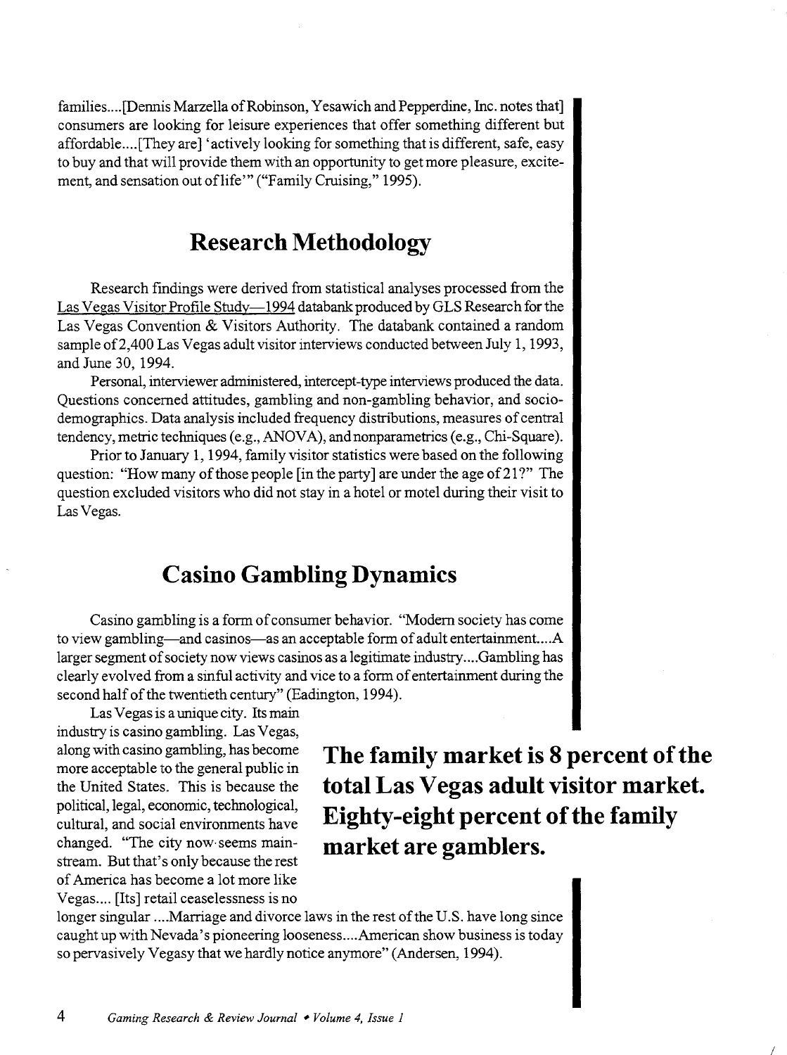families....[Dennis Marzella of Robinson, Yesawich and Pepperdine, Inc. notes that] consumers are looking for leisure experiences that offer something different but affordable....[They are] 'actively looking for something that is different, safe, easy to buy and that will provide them with an opportunity to get more pleasure, excitement, and sensation out of life'" ("Family Cruising," 1995).

## Research Methodology

Research findings were derived from statistical analyses processed from the Las Vegas Visitor Profile Study—1994 databank produced by GLS Research for the Las Vegas Convention & Visitors Authority. The databank contained a random sample of 2,400 Las Vegas adult visitor interviews conducted between July 1, 1993, and June 30, 1994.

Personal, interviewer administered, intercept-type interviews produced the data. Questions concerned attitudes, gambling and non-gambling behavior, and socio-demographics. Data analysis included frequency distributions, measures of central tendency, metric techniques (e.g., ANOVA), and nonparametrics (e.g., Chi-Square).

Prior to January 1, 1994, family visitor statistics were based on the following question: "How many of those people [in the party] are under the age of 21?" The question excluded visitors who did not stay in a hotel or motel during their visit to Las Vegas.

## Casino Gambling Dynamics

Casino gambling is a form of consumer behavior. "Modern society has come to view gambling—and casinos—as an acceptable form of adult entertainment....A larger segment of society now views casinos as a legitimate industry....Gambling has clearly evolved from a sinful activity and vice to a form of entertainment during the second half of the twentieth century" (Eadington, 1994).

Las Vegas is a unique city. Its main industry is casino gambling. Las Vegas, along with casino gambling, has become more acceptable to the general public in the United States. This is because the political, legal, economic, technological, cultural, and social environments have changed. "The city now seems mainstream. But that's only because the rest of America has become a lot more like Vegas.... [Its] retail ceaselessness is no longer singular ....Marriage and divorce laws in the rest of the U.S. have long since caught up with Nevada's pioneering looseness....American show business is today so pervasively Vegasy that we hardly notice anymore" (Andersen, 1994).

**The family market is 8 percent of the total Las Vegas adult visitor market. Eighty-eight percent of the family market are gamblers.**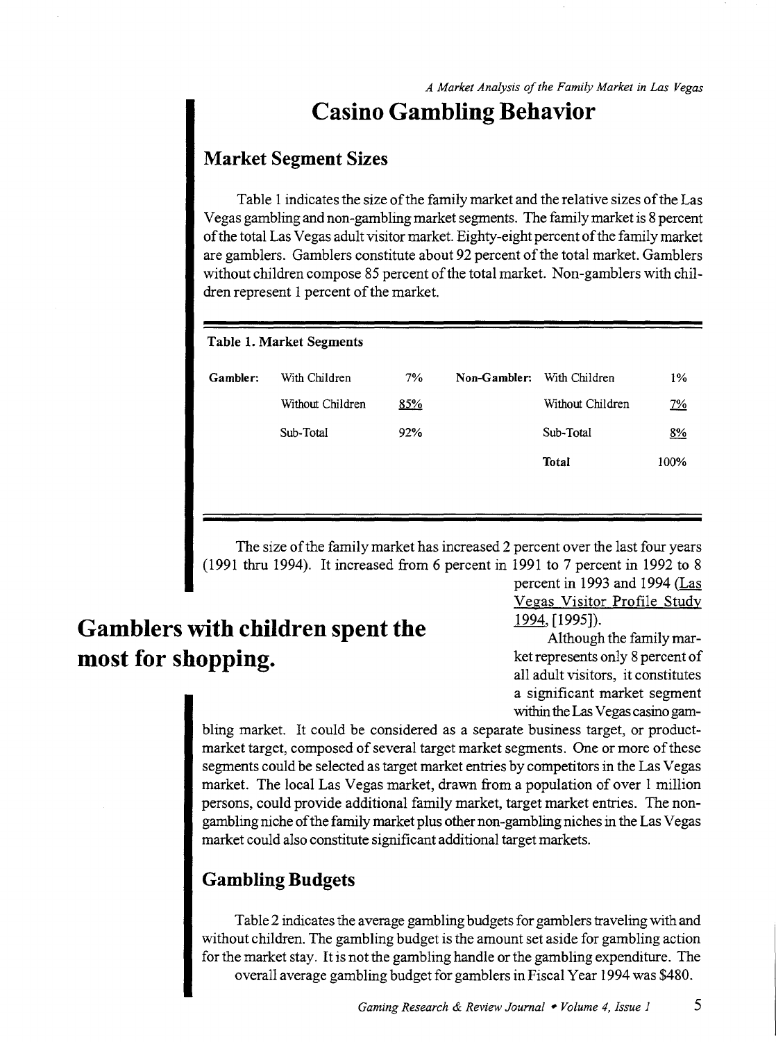# Casino Gambling Behavior

## Market Segment Sizes

Table 1 indicates the size of the family market and the relative sizes of the Las Vegas gambling and non-gambling market segments. The family market is 8 percent of the total Las Vegas adult visitor market. Eighty-eight percent of the family market are gamblers. Gamblers constitute about 92 percent of the total market. Gamblers without children compose 85 percent of the total market. Non-gamblers with children represent 1 percent of the market.

**Table 1. Market Segments**

| | | | | | |
|---|---|---|---|---|---|
| **Gambler:** | With Children | 7% | **Non-Gambler:** | With Children | 1% |
| | Without Children | 85% | | Without Children | 7% |
| | Sub-Total | 92% | | Sub-Total | 8% |
| | | | | **Total** | 100% |

The size of the family market has increased 2 percent over the last four years (1991 thru 1994). It increased from 6 percent in 1991 to 7 percent in 1992 to 8 percent in 1993 and 1994 (Las Vegas Visitor Profile Study 1994, [1995]).

**Gamblers with children spent the most for shopping.**

Although the family market represents only 8 percent of all adult visitors, it constitutes a significant market segment within the Las Vegas casino gambling market. It could be considered as a separate business target, or product-market target, composed of several target market segments. One or more of these segments could be selected as target market entries by competitors in the Las Vegas market. The local Las Vegas market, drawn from a population of over 1 million persons, could provide additional family market, target market entries. The non-gambling niche of the family market plus other non-gambling niches in the Las Vegas market could also constitute significant additional target markets.

## Gambling Budgets

Table 2 indicates the average gambling budgets for gamblers traveling with and without children. The gambling budget is the amount set aside for gambling action for the market stay. It is not the gambling handle or the gambling expenditure. The overall average gambling budget for gamblers in Fiscal Year 1994 was $480.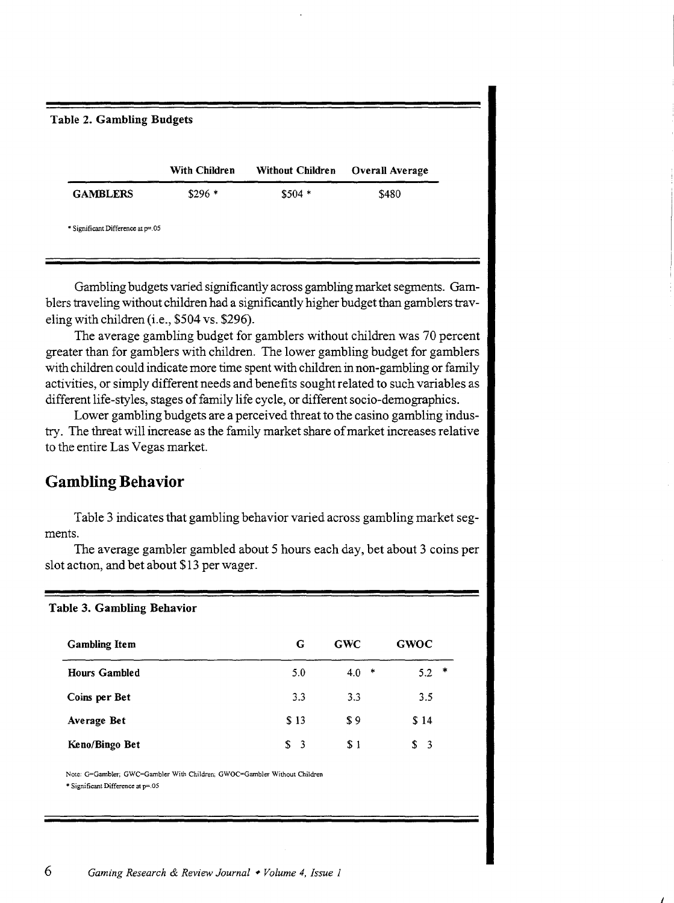**Table 2. Gambling Budgets**

| | With Children | Without Children | Overall Average |
|---|---|---|---|
| **GAMBLERS** | $296 * | $504 * | $480 |

* Significant Difference at p=.05

Gambling budgets varied significantly across gambling market segments. Gamblers traveling without children had a significantly higher budget than gamblers traveling with children (i.e., $504 vs. $296).

The average gambling budget for gamblers without children was 70 percent greater than for gamblers with children. The lower gambling budget for gamblers with children could indicate more time spent with children in non-gambling or family activities, or simply different needs and benefits sought related to such variables as different life-styles, stages of family life cycle, or different socio-demographics.

Lower gambling budgets are a perceived threat to the casino gambling industry. The threat will increase as the family market share of market increases relative to the entire Las Vegas market.

## Gambling Behavior

Table 3 indicates that gambling behavior varied across gambling market segments.

The average gambler gambled about 5 hours each day, bet about 3 coins per slot action, and bet about $13 per wager.

**Table 3. Gambling Behavior**

| Gambling Item | G | GWC | GWOC |
|---|---|---|---|
| **Hours Gambled** | 5.0 | 4.0 * | 5.2 * |
| **Coins per Bet** | 3.3 | 3.3 | 3.5 |
| **Average Bet** | $ 13 | $ 9 | $ 14 |
| **Keno/Bingo Bet** | $ 3 | $ 1 | $ 3 |

Note: G=Gambler; GWC=Gambler With Children; GWOC=Gambler Without Children

* Significant Difference at p=.05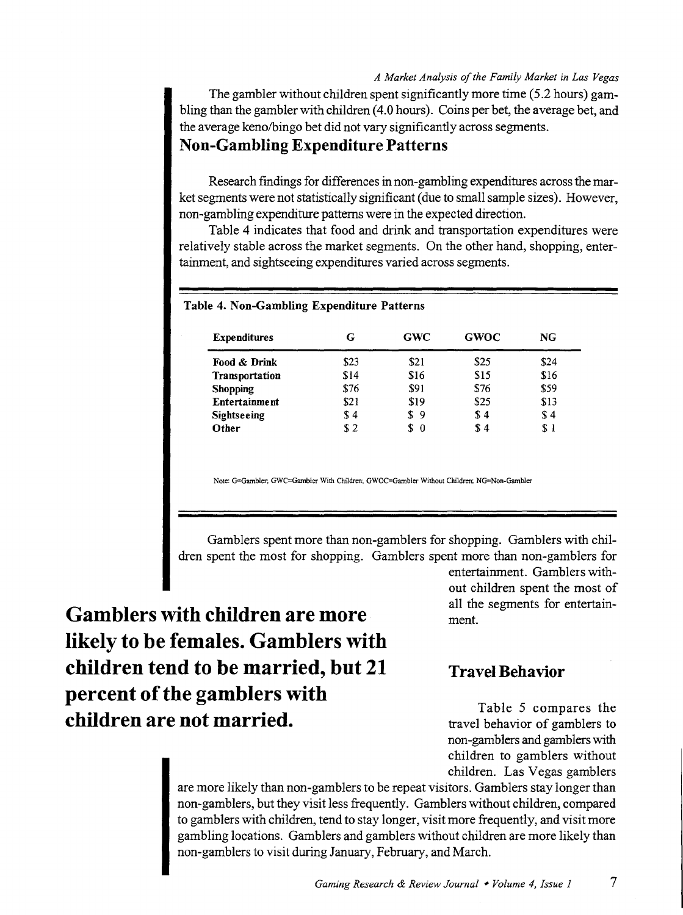The gambler without children spent significantly more time (5.2 hours) gambling than the gambler with children (4.0 hours). Coins per bet, the average bet, and the average keno/bingo bet did not vary significantly across segments.

## Non-Gambling Expenditure Patterns

Research findings for differences in non-gambling expenditures across the market segments were not statistically significant (due to small sample sizes). However, non-gambling expenditure patterns were in the expected direction.

Table 4 indicates that food and drink and transportation expenditures were relatively stable across the market segments. On the other hand, shopping, entertainment, and sightseeing expenditures varied across segments.

**Table 4. Non-Gambling Expenditure Patterns**

| Expenditures | G | GWC | GWOC | NG |
|---|---|---|---|---|
| **Food & Drink** | $23 | $21 | $25 | $24 |
| **Transportation** | $14 | $16 | $15 | $16 |
| **Shopping** | $76 | $91 | $76 | $59 |
| **Entertainment** | $21 | $19 | $25 | $13 |
| **Sightseeing** | $ 4 | $ 9 | $ 4 | $ 4 |
| **Other** | $ 2 | $ 0 | $ 4 | $ 1 |

Note: G=Gambler; GWC=Gambler With Children; GWOC=Gambler Without Children; NG=Non-Gambler

Gamblers spent more than non-gamblers for shopping. Gamblers with children spent the most for shopping. Gamblers spent more than non-gamblers for entertainment. Gamblers without children spent the most of all the segments for entertainment.

**Gamblers with children are more likely to be females. Gamblers with children tend to be married, but 21 percent of the gamblers with children are not married.**

### Travel Behavior

Table 5 compares the travel behavior of gamblers to non-gamblers and gamblers with children to gamblers without children. Las Vegas gamblers are more likely than non-gamblers to be repeat visitors. Gamblers stay longer than non-gamblers, but they visit less frequently. Gamblers without children, compared to gamblers with children, tend to stay longer, visit more frequently, and visit more gambling locations. Gamblers and gamblers without children are more likely than non-gamblers to visit during January, February, and March.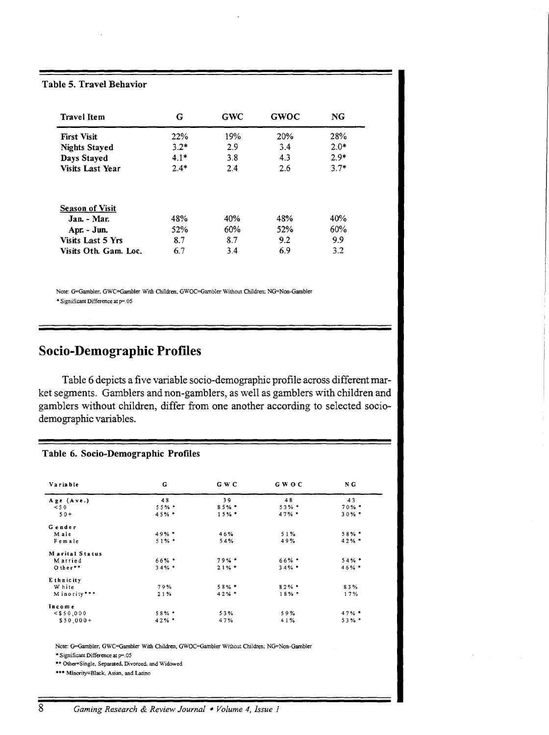**Table 5. Travel Behavior**

| Travel Item | G | GWC | GWOC | NG |
|---|---|---|---|---|
| **First Visit** | 22% | 19% | 20% | 28% |
| **Nights Stayed** | 3.2* | 2.9 | 3.4 | 2.0* |
| **Days Stayed** | 4.1* | 3.8 | 4.3 | 2.9* |
| **Visits Last Year** | 2.4* | 2.4 | 2.6 | 3.7* |
| **Season of Visit** | | | | |
| **Jan. - Mar.** | 48% | 40% | 48% | 40% |
| **Apr. - Jun.** | 52% | 60% | 52% | 60% |
| **Visits Last 5 Yrs** | 8.7 | 8.7 | 9.2 | 9.9 |
| **Visits Oth. Gam. Loc.** | 6.7 | 3.4 | 6.9 | 3.2 |

Note: G=Gambler; GWC=Gambler With Children; GWOC=Gambler Without Children; NG=Non-Gambler
* Significant Difference at p=.05

## Socio-Demographic Profiles

Table 6 depicts a five variable socio-demographic profile across different market segments. Gamblers and non-gamblers, as well as gamblers with children and gamblers without children, differ from one another according to selected socio-demographic variables.

**Table 6. Socio-Demographic Profiles**

| Variable | G | GWC | GWOC | NG |
|---|---|---|---|---|
| **Age (Ave.)** | 48 | 39 | 48 | 43 |
| <50 | 55% * | 85% * | 53% * | 70% * |
| 50+ | 45% * | 15% * | 47% * | 30% * |
| **Gender** | | | | |
| Male | 49% * | 46% | 51% | 58% * |
| Female | 51% * | 54% | 49% | 42% * |
| **Marital Status** | | | | |
| Married | 66% * | 79% * | 66% * | 54% * |
| Other** | 34% * | 21% * | 34% * | 46% * |
| **Ethnicity** | | | | |
| White | 79% | 58% * | 82% * | 83% |
| Minority*** | 21% | 42% * | 18% * | 17% |
| **Income** | | | | |
| <$50,000 | 58% * | 53% | 59% | 47% * |
| $50,000+ | 42% * | 47% | 41% | 53% * |

Note: G=Gambler; GWC=Gambler With Children; GWOC=Gambler Without Children; NG=Non-Gambler
* Significant Difference at p=.05
** Other=Single, Separated, Divorced, and Widowed
*** Minority=Black, Asian, and Latino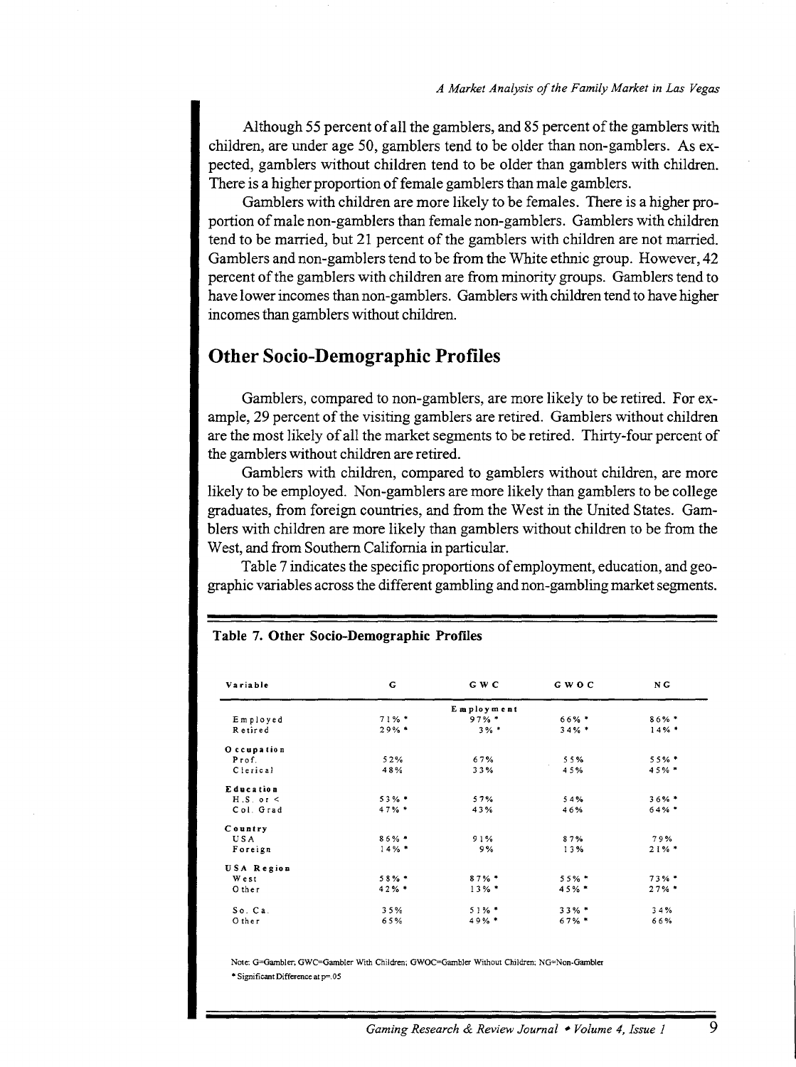Although 55 percent of all the gamblers, and 85 percent of the gamblers with children, are under age 50, gamblers tend to be older than non-gamblers. As expected, gamblers without children tend to be older than gamblers with children. There is a higher proportion of female gamblers than male gamblers.

Gamblers with children are more likely to be females. There is a higher proportion of male non-gamblers than female non-gamblers. Gamblers with children tend to be married, but 21 percent of the gamblers with children are not married. Gamblers and non-gamblers tend to be from the White ethnic group. However, 42 percent of the gamblers with children are from minority groups. Gamblers tend to have lower incomes than non-gamblers. Gamblers with children tend to have higher incomes than gamblers without children.

## Other Socio-Demographic Profiles

Gamblers, compared to non-gamblers, are more likely to be retired. For example, 29 percent of the visiting gamblers are retired. Gamblers without children are the most likely of all the market segments to be retired. Thirty-four percent of the gamblers without children are retired.

Gamblers with children, compared to gamblers without children, are more likely to be employed. Non-gamblers are more likely than gamblers to be college graduates, from foreign countries, and from the West in the United States. Gamblers with children are more likely than gamblers without children to be from the West, and from Southern California in particular.

Table 7 indicates the specific proportions of employment, education, and geographic variables across the different gambling and non-gambling market segments.

**Table 7. Other Socio-Demographic Profiles**

| Variable | G | GWC | GWOC | NG |
|---|---|---|---|---|
| | | **Employment** | | |
| Employed | 71% * | 97% * | 66% * | 86% * |
| Retired | 29% * | 3% * | 34% * | 14% * |
| **Occupation** | | | | |
| Prof. | 52% | 67% | 55% | 55% * |
| Clerical | 48% | 33% | 45% | 45% * |
| **Education** | | | | |
| H.S. or < | 53% * | 57% | 54% | 36% * |
| Col. Grad | 47% * | 43% | 46% | 64% * |
| **Country** | | | | |
| USA | 86% * | 91% | 87% | 79% |
| Foreign | 14% * | 9% | 13% | 21% * |
| **USA Region** | | | | |
| West | 58% * | 87% * | 55% * | 73% * |
| Other | 42% * | 13% * | 45% * | 27% * |
| So. Ca. | 35% | 51% * | 33% * | 34% |
| Other | 65% | 49% * | 67% * | 66% |

Note: G=Gambler; GWC=Gambler With Children; GWOC=Gambler Without Children; NG=Non-Gambler

* Significant Difference at p=.05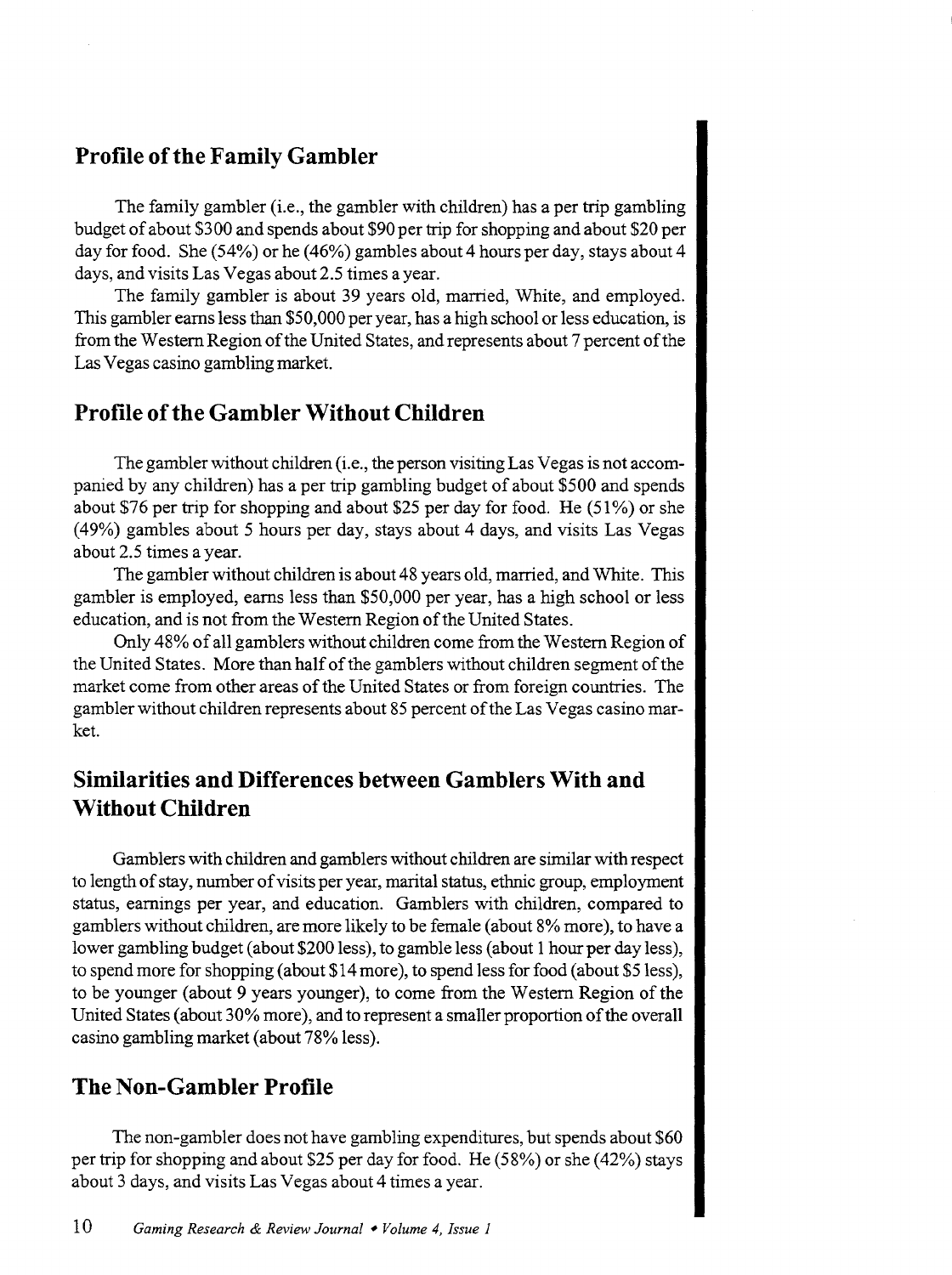## Profile of the Family Gambler

The family gambler (i.e., the gambler with children) has a per trip gambling budget of about $300 and spends about $90 per trip for shopping and about $20 per day for food. She (54%) or he (46%) gambles about 4 hours per day, stays about 4 days, and visits Las Vegas about 2.5 times a year.

The family gambler is about 39 years old, married, White, and employed. This gambler earns less than $50,000 per year, has a high school or less education, is from the Western Region of the United States, and represents about 7 percent of the Las Vegas casino gambling market.

## Profile of the Gambler Without Children

The gambler without children (i.e., the person visiting Las Vegas is not accompanied by any children) has a per trip gambling budget of about $500 and spends about $76 per trip for shopping and about $25 per day for food. He (51%) or she (49%) gambles about 5 hours per day, stays about 4 days, and visits Las Vegas about 2.5 times a year.

The gambler without children is about 48 years old, married, and White. This gambler is employed, earns less than $50,000 per year, has a high school or less education, and is not from the Western Region of the United States.

Only 48% of all gamblers without children come from the Western Region of the United States. More than half of the gamblers without children segment of the market come from other areas of the United States or from foreign countries. The gambler without children represents about 85 percent of the Las Vegas casino market.

## Similarities and Differences between Gamblers With and Without Children

Gamblers with children and gamblers without children are similar with respect to length of stay, number of visits per year, marital status, ethnic group, employment status, earnings per year, and education. Gamblers with children, compared to gamblers without children, are more likely to be female (about 8% more), to have a lower gambling budget (about $200 less), to gamble less (about 1 hour per day less), to spend more for shopping (about $14 more), to spend less for food (about $5 less), to be younger (about 9 years younger), to come from the Western Region of the United States (about 30% more), and to represent a smaller proportion of the overall casino gambling market (about 78% less).

## The Non-Gambler Profile

The non-gambler does not have gambling expenditures, but spends about $60 per trip for shopping and about $25 per day for food. He (58%) or she (42%) stays about 3 days, and visits Las Vegas about 4 times a year.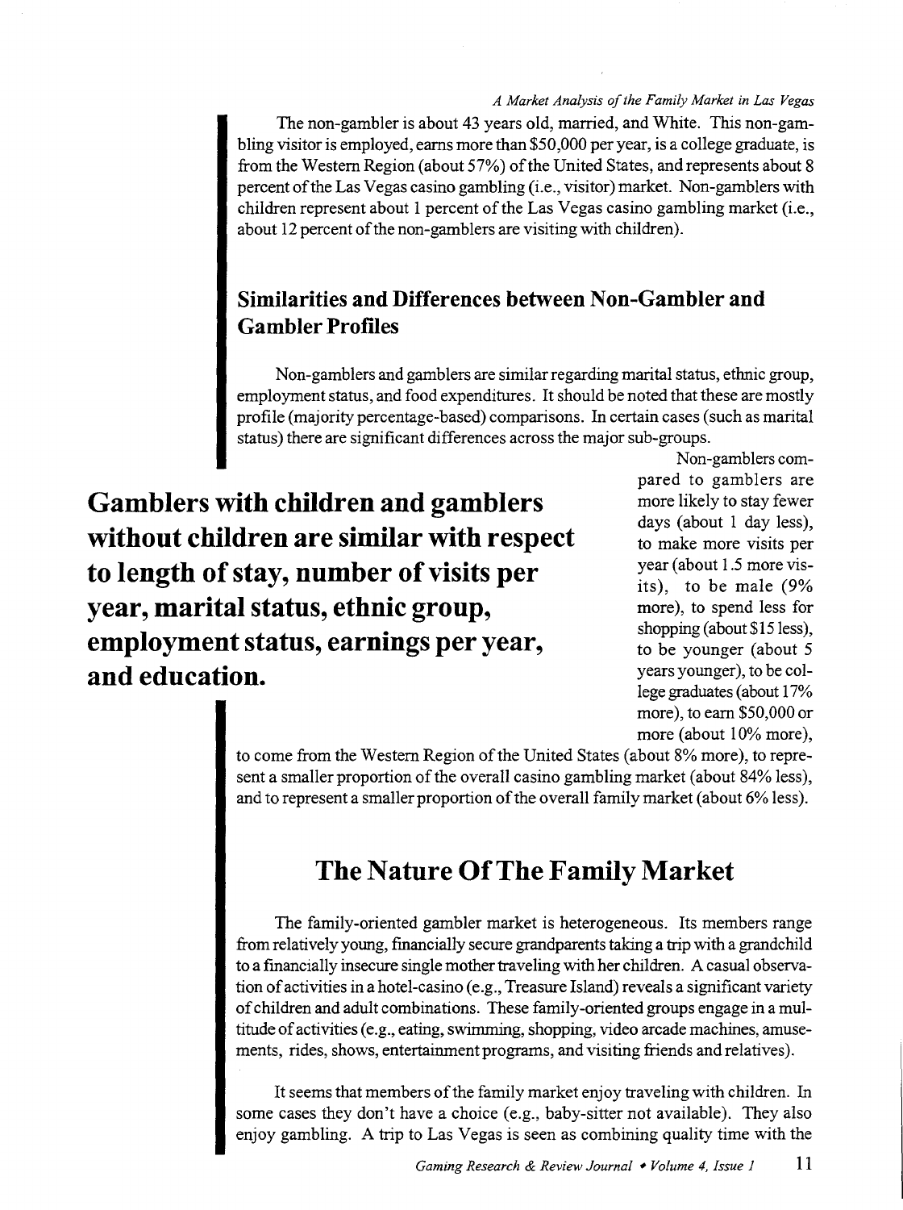The non-gambler is about 43 years old, married, and White. This non-gambling visitor is employed, earns more than $50,000 per year, is a college graduate, is from the Western Region (about 57%) of the United States, and represents about 8 percent of the Las Vegas casino gambling (i.e., visitor) market. Non-gamblers with children represent about 1 percent of the Las Vegas casino gambling market (i.e., about 12 percent of the non-gamblers are visiting with children).

## Similarities and Differences between Non-Gambler and Gambler Profiles

Non-gamblers and gamblers are similar regarding marital status, ethnic group, employment status, and food expenditures. It should be noted that these are mostly profile (majority percentage-based) comparisons. In certain cases (such as marital status) there are significant differences across the major sub-groups.

**Gamblers with children and gamblers without children are similar with respect to length of stay, number of visits per year, marital status, ethnic group, employment status, earnings per year, and education.**

Non-gamblers compared to gamblers are more likely to stay fewer days (about 1 day less), to make more visits per year (about 1.5 more visits), to be male (9% more), to spend less for shopping (about $15 less), to be younger (about 5 years younger), to be college graduates (about 17% more), to earn $50,000 or more (about 10% more), to come from the Western Region of the United States (about 8% more), to represent a smaller proportion of the overall casino gambling market (about 84% less), and to represent a smaller proportion of the overall family market (about 6% less).

## The Nature Of The Family Market

The family-oriented gambler market is heterogeneous. Its members range from relatively young, financially secure grandparents taking a trip with a grandchild to a financially insecure single mother traveling with her children. A casual observation of activities in a hotel-casino (e.g., Treasure Island) reveals a significant variety of children and adult combinations. These family-oriented groups engage in a multitude of activities (e.g., eating, swimming, shopping, video arcade machines, amusements, rides, shows, entertainment programs, and visiting friends and relatives).

It seems that members of the family market enjoy traveling with children. In some cases they don't have a choice (e.g., baby-sitter not available). They also enjoy gambling. A trip to Las Vegas is seen as combining quality time with the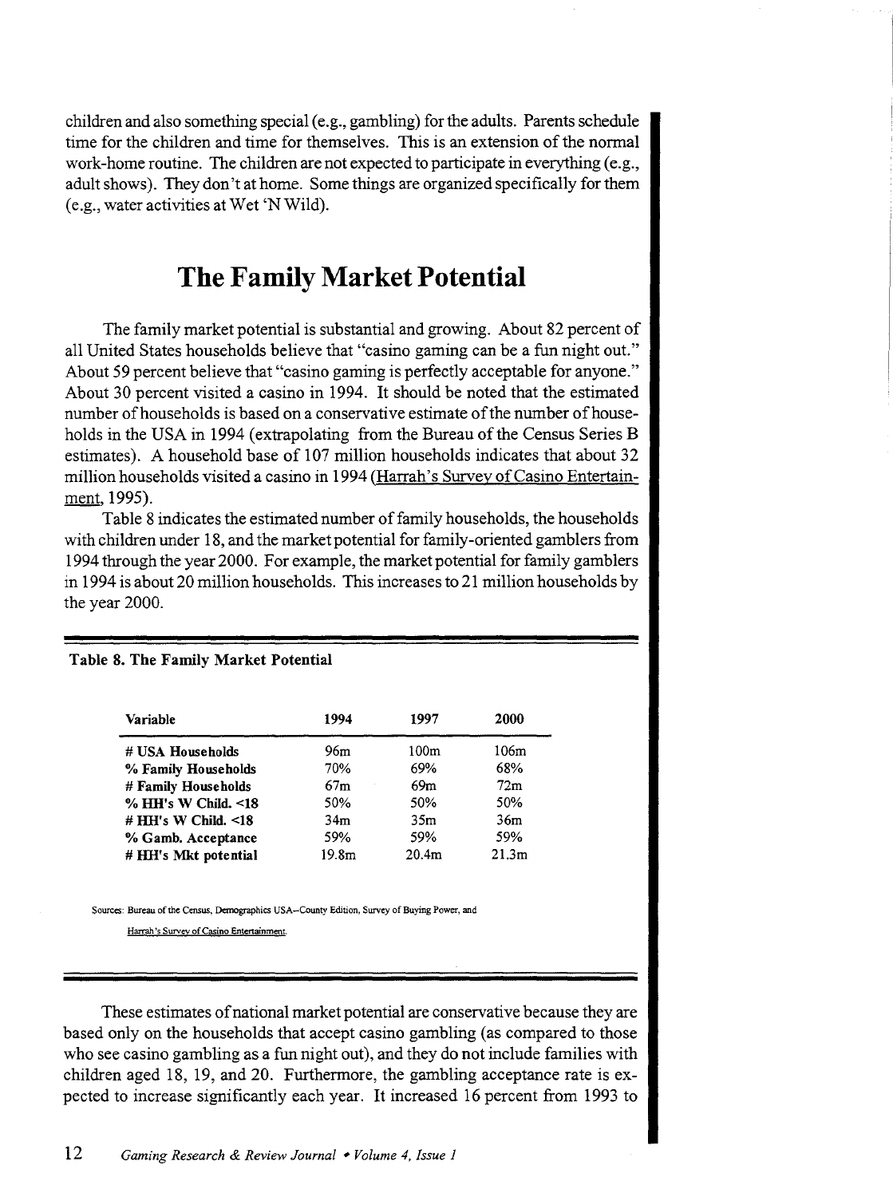children and also something special (e.g., gambling) for the adults. Parents schedule time for the children and time for themselves. This is an extension of the normal work-home routine. The children are not expected to participate in everything (e.g., adult shows). They don't at home. Some things are organized specifically for them (e.g., water activities at Wet 'N Wild).

## The Family Market Potential

The family market potential is substantial and growing. About 82 percent of all United States households believe that "casino gaming can be a fun night out." About 59 percent believe that "casino gaming is perfectly acceptable for anyone." About 30 percent visited a casino in 1994. It should be noted that the estimated number of households is based on a conservative estimate of the number of households in the USA in 1994 (extrapolating from the Bureau of the Census Series B estimates). A household base of 107 million households indicates that about 32 million households visited a casino in 1994 (Harrah's Survey of Casino Entertainment, 1995).

Table 8 indicates the estimated number of family households, the households with children under 18, and the market potential for family-oriented gamblers from 1994 through the year 2000. For example, the market potential for family gamblers in 1994 is about 20 million households. This increases to 21 million households by the year 2000.

**Table 8. The Family Market Potential**

| Variable | 1994 | 1997 | 2000 |
|---|---|---|---|
| **# USA Households** | 96m | 100m | 106m |
| **% Family Households** | 70% | 69% | 68% |
| **# Family Households** | 67m | 69m | 72m |
| **% HH's W Child. <18** | 50% | 50% | 50% |
| **# HH's W Child. <18** | 34m | 35m | 36m |
| **% Gamb. Acceptance** | 59% | 59% | 59% |
| **# HH's Mkt potential** | 19.8m | 20.4m | 21.3m |

Sources: Bureau of the Census, Demographics USA—County Edition, Survey of Buying Power, and Harrah's Survey of Casino Entertainment.

These estimates of national market potential are conservative because they are based only on the households that accept casino gambling (as compared to those who see casino gambling as a fun night out), and they do not include families with children aged 18, 19, and 20. Furthermore, the gambling acceptance rate is expected to increase significantly each year. It increased 16 percent from 1993 to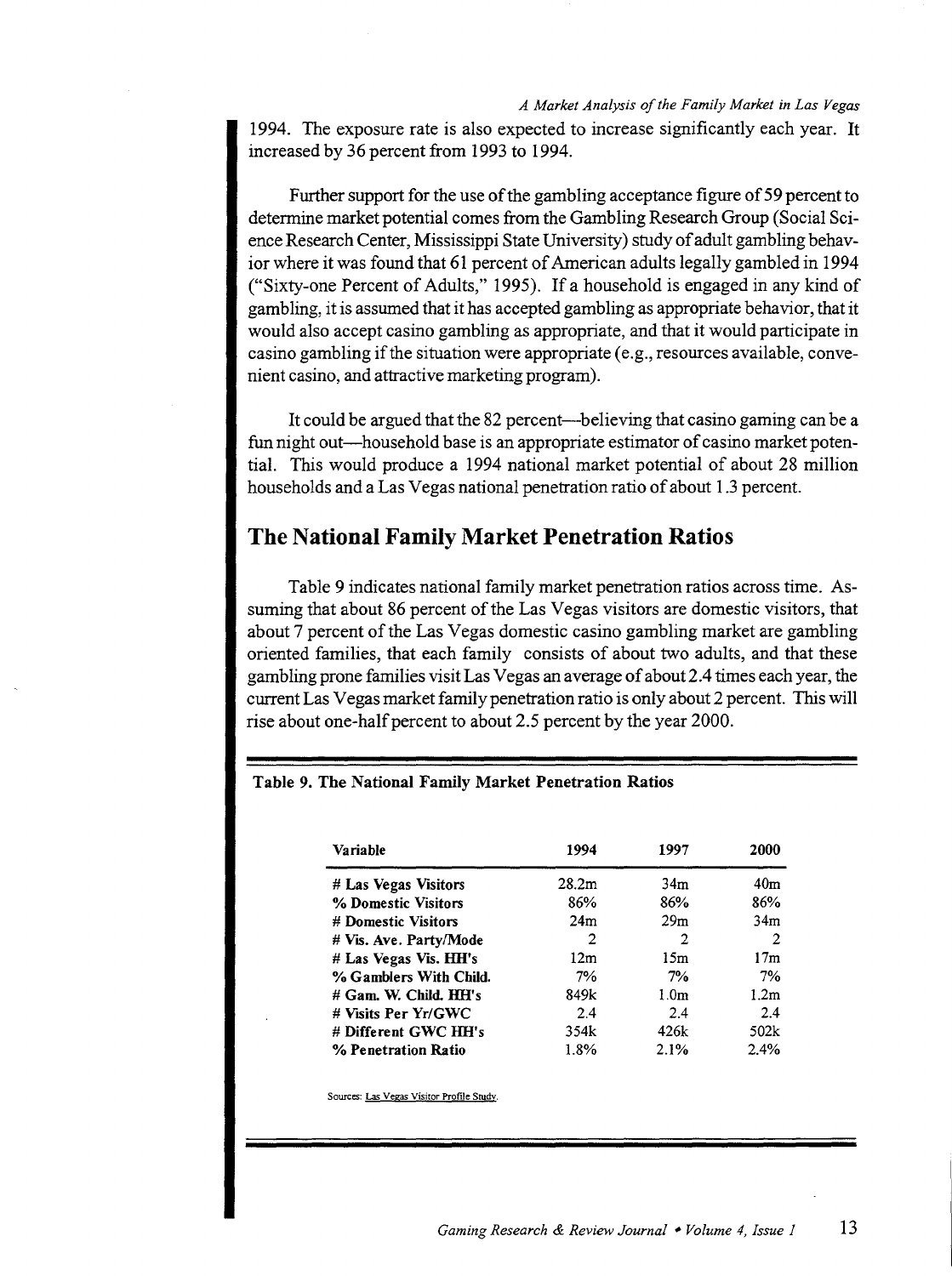1994. The exposure rate is also expected to increase significantly each year. It increased by 36 percent from 1993 to 1994.

Further support for the use of the gambling acceptance figure of 59 percent to determine market potential comes from the Gambling Research Group (Social Science Research Center, Mississippi State University) study of adult gambling behavior where it was found that 61 percent of American adults legally gambled in 1994 ("Sixty-one Percent of Adults," 1995). If a household is engaged in any kind of gambling, it is assumed that it has accepted gambling as appropriate behavior, that it would also accept casino gambling as appropriate, and that it would participate in casino gambling if the situation were appropriate (e.g., resources available, convenient casino, and attractive marketing program).

It could be argued that the 82 percent—believing that casino gaming can be a fun night out—household base is an appropriate estimator of casino market potential. This would produce a 1994 national market potential of about 28 million households and a Las Vegas national penetration ratio of about 1.3 percent.

## The National Family Market Penetration Ratios

Table 9 indicates national family market penetration ratios across time. Assuming that about 86 percent of the Las Vegas visitors are domestic visitors, that about 7 percent of the Las Vegas domestic casino gambling market are gambling oriented families, that each family consists of about two adults, and that these gambling prone families visit Las Vegas an average of about 2.4 times each year, the current Las Vegas market family penetration ratio is only about 2 percent. This will rise about one-half percent to about 2.5 percent by the year 2000.

**Table 9. The National Family Market Penetration Ratios**

| Variable | 1994 | 1997 | 2000 |
|---|---|---|---|
| **# Las Vegas Visitors** | 28.2m | 34m | 40m |
| **% Domestic Visitors** | 86% | 86% | 86% |
| **# Domestic Visitors** | 24m | 29m | 34m |
| **# Vis. Ave. Party/Mode** | 2 | 2 | 2 |
| **# Las Vegas Vis. HH's** | 12m | 15m | 17m |
| **% Gamblers With Child.** | 7% | 7% | 7% |
| **# Gam. W. Child. HH's** | 849k | 1.0m | 1.2m |
| **# Visits Per Yr/GWC** | 2.4 | 2.4 | 2.4 |
| **# Different GWC HH's** | 354k | 426k | 502k |
| **% Penetration Ratio** | 1.8% | 2.1% | 2.4% |

Sources: Las Vegas Visitor Profile Study.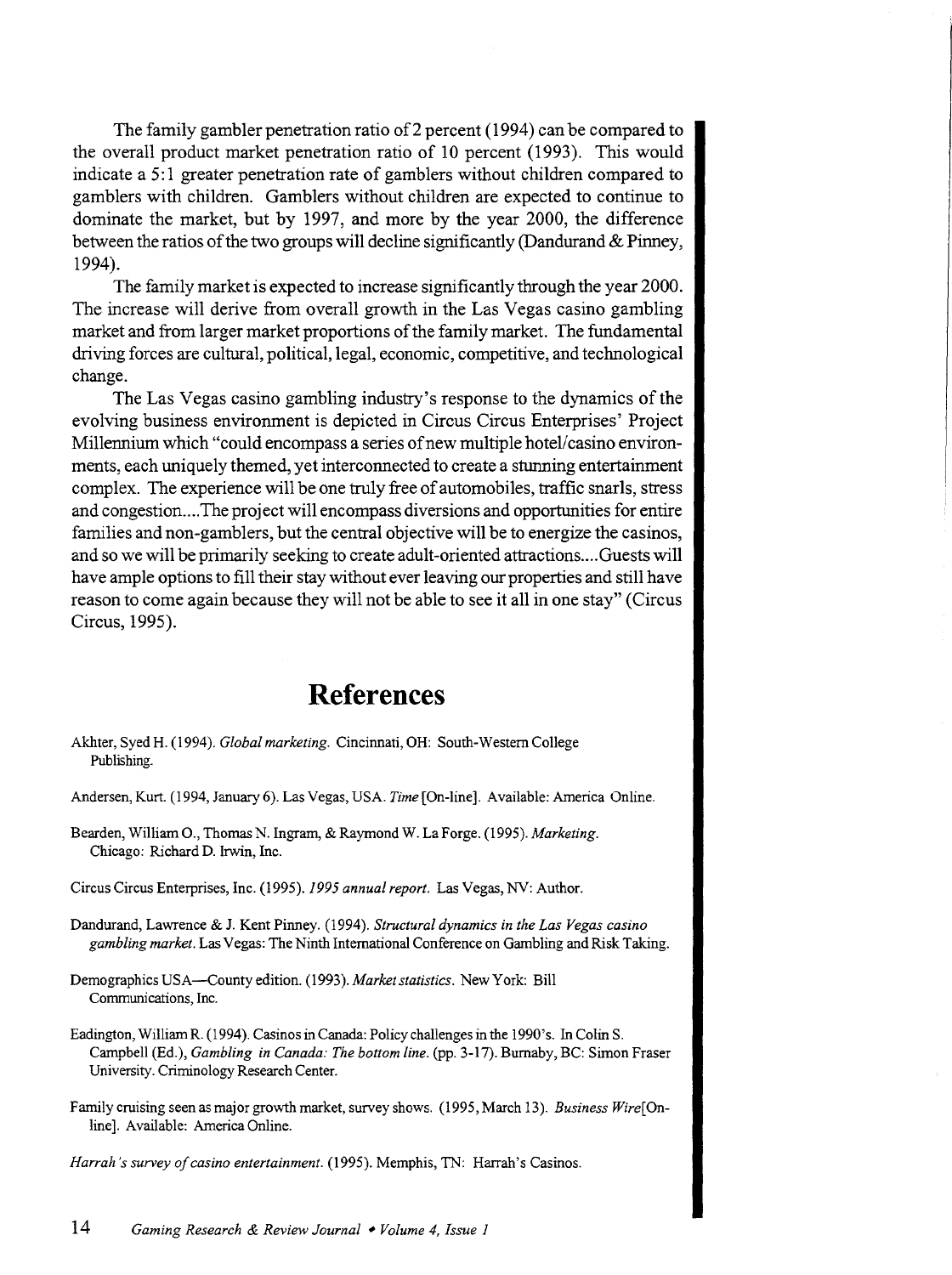The family gambler penetration ratio of 2 percent (1994) can be compared to the overall product market penetration ratio of 10 percent (1993). This would indicate a 5:1 greater penetration rate of gamblers without children compared to gamblers with children. Gamblers without children are expected to continue to dominate the market, but by 1997, and more by the year 2000, the difference between the ratios of the two groups will decline significantly (Dandurand & Pinney, 1994).

The family market is expected to increase significantly through the year 2000. The increase will derive from overall growth in the Las Vegas casino gambling market and from larger market proportions of the family market. The fundamental driving forces are cultural, political, legal, economic, competitive, and technological change.

The Las Vegas casino gambling industry's response to the dynamics of the evolving business environment is depicted in Circus Circus Enterprises' Project Millennium which "could encompass a series of new multiple hotel/casino environments, each uniquely themed, yet interconnected to create a stunning entertainment complex. The experience will be one truly free of automobiles, traffic snarls, stress and congestion....The project will encompass diversions and opportunities for entire families and non-gamblers, but the central objective will be to energize the casinos, and so we will be primarily seeking to create adult-oriented attractions....Guests will have ample options to fill their stay without ever leaving our properties and still have reason to come again because they will not be able to see it all in one stay" (Circus Circus, 1995).

# References

Akhter, Syed H. (1994). *Global marketing.* Cincinnati, OH: South-Western College Publishing.

Andersen, Kurt. (1994, January 6). Las Vegas, USA. *Time* [On-line]. Available: America Online.

Bearden, William O., Thomas N. Ingram, & Raymond W. La Forge. (1995). *Marketing.* Chicago: Richard D. Irwin, Inc.

Circus Circus Enterprises, Inc. (1995). *1995 annual report.* Las Vegas, NV: Author.

Dandurand, Lawrence & J. Kent Pinney. (1994). *Structural dynamics in the Las Vegas casino gambling market.* Las Vegas: The Ninth International Conference on Gambling and Risk Taking.

Demographics USA—County edition. (1993). *Market statistics.* New York: Bill Communications, Inc.

Eadington, William R. (1994). Casinos in Canada: Policy challenges in the 1990's. In Colin S. Campbell (Ed.), *Gambling in Canada: The bottom line.* (pp. 3-17). Burnaby, BC: Simon Fraser University. Criminology Research Center.

Family cruising seen as major growth market, survey shows. (1995, March 13). *Business Wire*[On-line]. Available: America Online.

*Harrah's survey of casino entertainment.* (1995). Memphis, TN: Harrah's Casinos.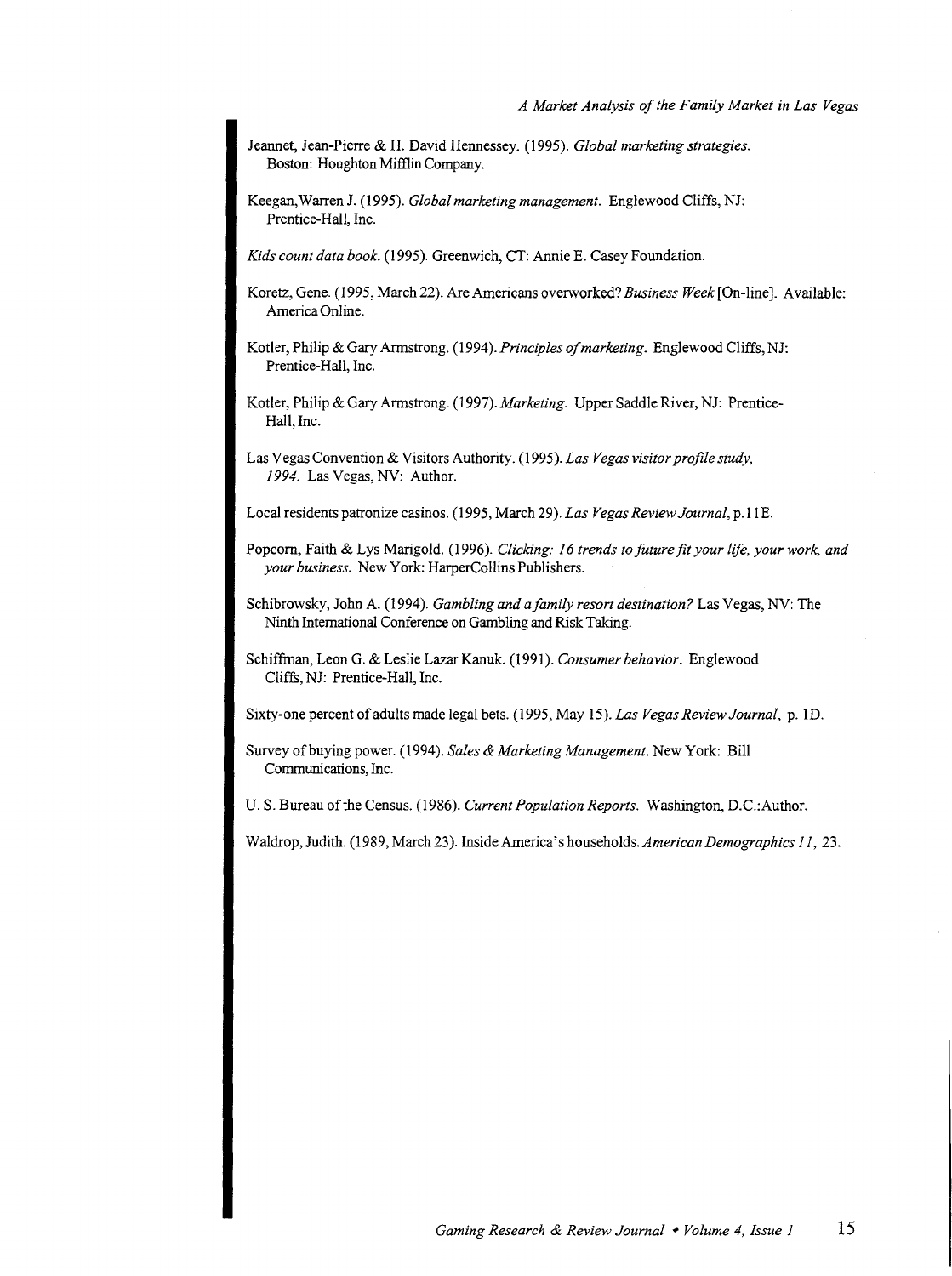Jeannet, Jean-Pierre & H. David Hennessey. (1995). *Global marketing strategies.* Boston: Houghton Mifflin Company.

Keegan, Warren J. (1995). *Global marketing management.* Englewood Cliffs, NJ: Prentice-Hall, Inc.

*Kids count data book.* (1995). Greenwich, CT: Annie E. Casey Foundation.

Koretz, Gene. (1995, March 22). Are Americans overworked? *Business Week* [On-line]. Available: America Online.

Kotler, Philip & Gary Armstrong. (1994). *Principles of marketing.* Englewood Cliffs, NJ: Prentice-Hall, Inc.

Kotler, Philip & Gary Armstrong. (1997). *Marketing.* Upper Saddle River, NJ: Prentice-Hall, Inc.

Las Vegas Convention & Visitors Authority. (1995). *Las Vegas visitor profile study, 1994.* Las Vegas, NV: Author.

Local residents patronize casinos. (1995, March 29). *Las Vegas Review Journal,* p. 11E.

Popcorn, Faith & Lys Marigold. (1996). *Clicking: 16 trends to future fit your life, your work, and your business.* New York: HarperCollins Publishers.

Schibrowsky, John A. (1994). *Gambling and a family resort destination?* Las Vegas, NV: The Ninth International Conference on Gambling and Risk Taking.

Schiffman, Leon G. & Leslie Lazar Kanuk. (1991). *Consumer behavior.* Englewood Cliffs, NJ: Prentice-Hall, Inc.

Sixty-one percent of adults made legal bets. (1995, May 15). *Las Vegas Review Journal,* p. 1D.

Survey of buying power. (1994). *Sales & Marketing Management.* New York: Bill Communications, Inc.

U. S. Bureau of the Census. (1986). *Current Population Reports.* Washington, D.C.: Author.

Waldrop, Judith. (1989, March 23). Inside America's households. *American Demographics 11,* 23.